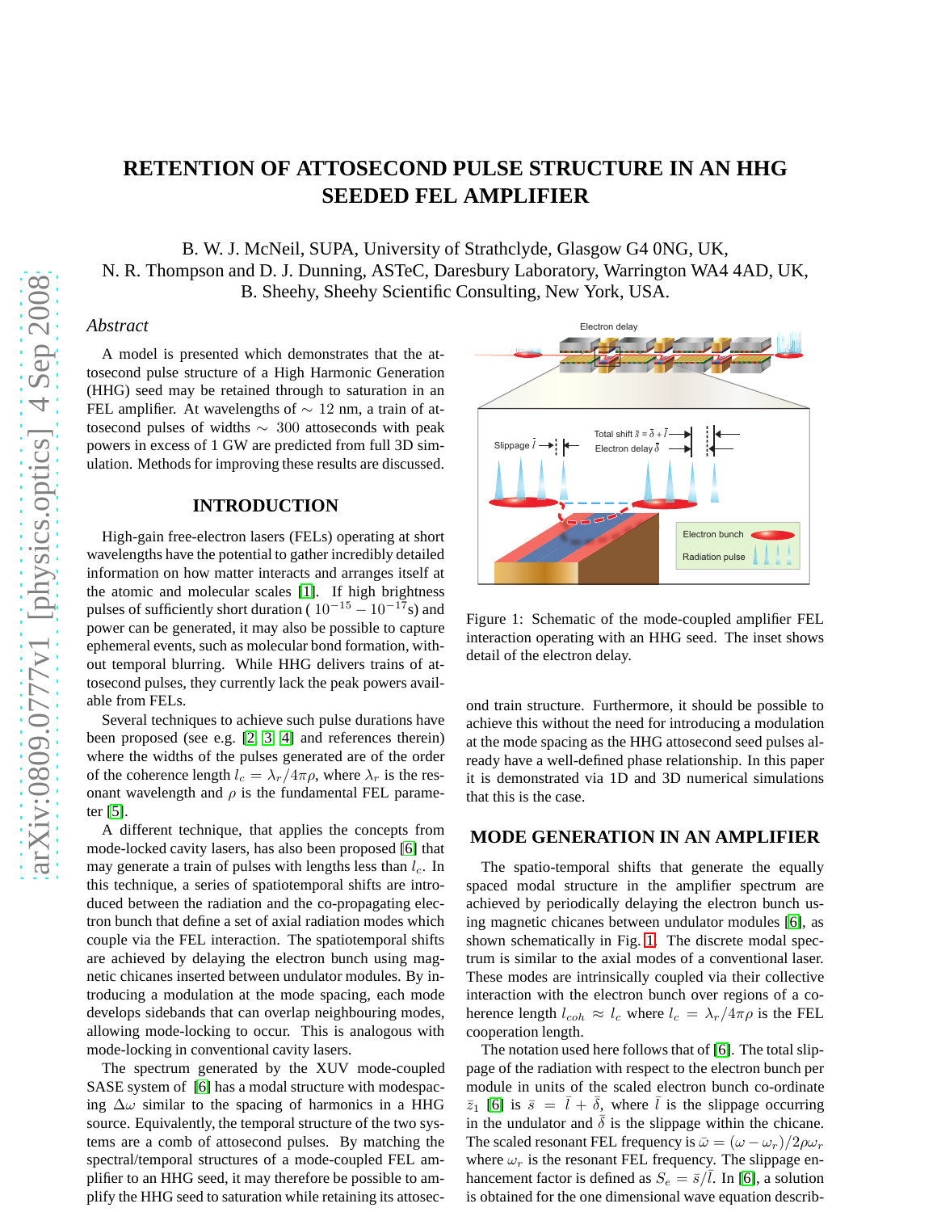# RETENTION OF ATTOSECOND PULSE STRUCTURE IN AN HHG SEEDED FEL AMPLIFIER

B. W. J. McNeil, SUPA, University of Strathclyde, Glasgow G4 0NG, UK,
N. R. Thompson and D. J. Dunning, ASTeC, Daresbury Laboratory, Warrington WA4 4AD, UK,
B. Sheehy, Sheehy Scientific Consulting, New York, USA.

## *Abstract*

A model is presented which demonstrates that the attosecond pulse structure of a High Harmonic Generation (HHG) seed may be retained through to saturation in an FEL amplifier. At wavelengths of $\sim$ 12 nm, a train of attosecond pulses of widths $\sim$ 300 attoseconds with peak powers in excess of 1 GW are predicted from full 3D simulation. Methods for improving these results are discussed.

## INTRODUCTION

High-gain free-electron lasers (FELs) operating at short wavelengths have the potential to gather incredibly detailed information on how matter interacts and arranges itself at the atomic and molecular scales [1]. If high brightness pulses of sufficiently short duration ( $10^{-15} - 10^{-17}$s) and power can be generated, it may also be possible to capture ephemeral events, such as molecular bond formation, without temporal blurring. While HHG delivers trains of attosecond pulses, they currently lack the peak powers available from FELs.

Several techniques to achieve such pulse durations have been proposed (see e.g. [2, 3, 4] and references therein) where the widths of the pulses generated are of the order of the coherence length $l_c = \lambda_r/4\pi\rho$, where $\lambda_r$ is the resonant wavelength and $\rho$ is the fundamental FEL parameter [5].

A different technique, that applies the concepts from mode-locked cavity lasers, has also been proposed [6] that may generate a train of pulses with lengths less than $l_c$. In this technique, a series of spatiotemporal shifts are introduced between the radiation and the co-propagating electron bunch that define a set of axial radiation modes which couple via the FEL interaction. The spatiotemporal shifts are achieved by delaying the electron bunch using magnetic chicanes inserted between undulator modules. By introducing a modulation at the mode spacing, each mode develops sidebands that can overlap neighbouring modes, allowing mode-locking to occur. This is analogous with mode-locking in conventional cavity lasers.

The spectrum generated by the XUV mode-coupled SASE system of [6] has a modal structure with modespacing $\Delta\omega$ similar to the spacing of harmonics in a HHG source. Equivalently, the temporal structure of the two systems are a comb of attosecond pulses. By matching the spectral/temporal structures of a mode-coupled FEL amplifier to an HHG seed, it may therefore be possible to amplify the HHG seed to saturation while retaining its attosecond train structure. Furthermore, it should be possible to achieve this without the need for introducing a modulation at the mode spacing as the HHG attosecond seed pulses already have a well-defined phase relationship. In this paper it is demonstrated via 1D and 3D numerical simulations that this is the case.

Figure 1: Schematic of the mode-coupled amplifier FEL interaction operating with an HHG seed. The inset shows detail of the electron delay.

## MODE GENERATION IN AN AMPLIFIER

The spatio-temporal shifts that generate the equally spaced modal structure in the amplifier spectrum are achieved by periodically delaying the electron bunch using magnetic chicanes between undulator modules [6], as shown schematically in Fig. 1. The discrete modal spectrum is similar to the axial modes of a conventional laser. These modes are intrinsically coupled via their collective interaction with the electron bunch over regions of a coherence length $l_{coh} \approx l_c$ where $l_c = \lambda_r/4\pi\rho$ is the FEL cooperation length.

The notation used here follows that of [6]. The total slippage of the radiation with respect to the electron bunch per module in units of the scaled electron bunch co-ordinate $\bar{z}_1$ [6] is $\bar{s} = \bar{l} + \bar{\delta}$, where $\bar{l}$ is the slippage occurring in the undulator and $\bar{\delta}$ is the slippage within the chicane. The scaled resonant FEL frequency is $\bar{\omega} = (\omega - \omega_r)/2\rho\omega_r$ where $\omega_r$ is the resonant FEL frequency. The slippage enhancement factor is defined as $S_e = \bar{s}/\bar{l}$. In [6], a solution is obtained for the one dimensional wave equation describ-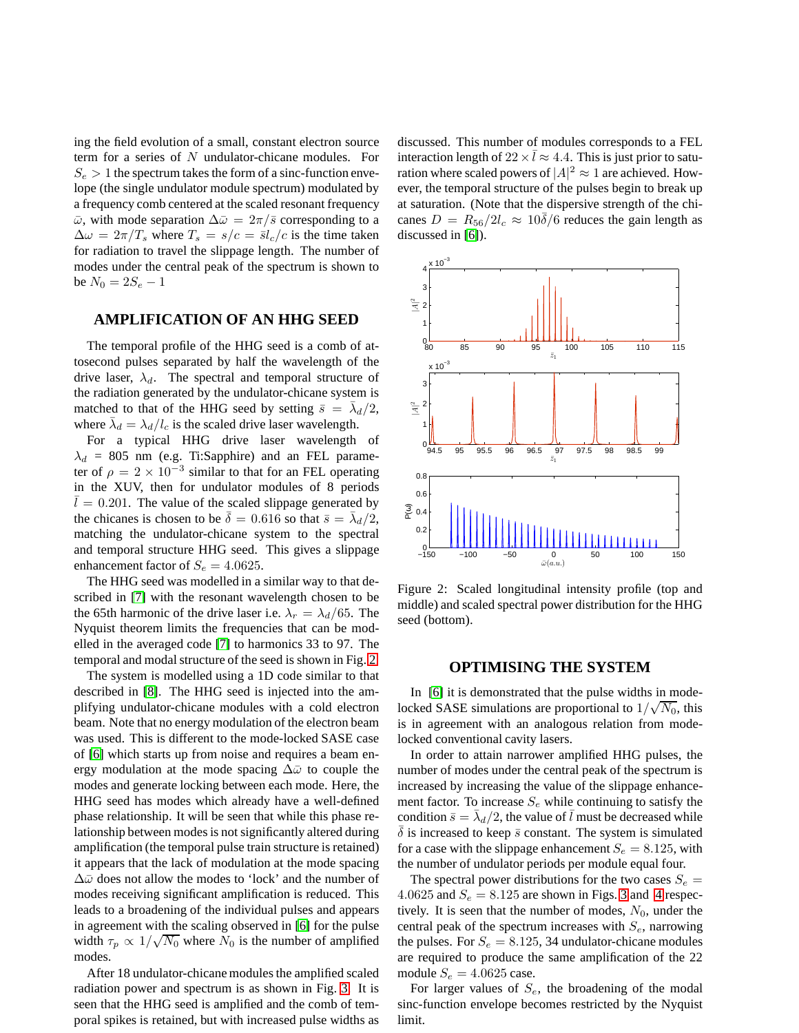ing the field evolution of a small, constant electron source term for a series of $N$ undulator-chicane modules. For $S_e > 1$ the spectrum takes the form of a sinc-function envelope (the single undulator module spectrum) modulated by a frequency comb centered at the scaled resonant frequency $\bar{\omega}$, with mode separation $\Delta\bar{\omega} = 2\pi/\bar{s}$ corresponding to a $\Delta\omega = 2\pi/T_s$ where $T_s = s/c = \bar{s}l_c/c$ is the time taken for radiation to travel the slippage length. The number of modes under the central peak of the spectrum is shown to be $N_0 = 2S_e - 1$

## AMPLIFICATION OF AN HHG SEED

The temporal profile of the HHG seed is a comb of attosecond pulses separated by half the wavelength of the drive laser, $\lambda_d$. The spectral and temporal structure of the radiation generated by the undulator-chicane system is matched to that of the HHG seed by setting $\bar{s} = \bar{\lambda}_d/2$, where $\bar{\lambda}_d = \lambda_d/l_c$ is the scaled drive laser wavelength.

For a typical HHG drive laser wavelength of $\lambda_d = 805$ nm (e.g. Ti:Sapphire) and an FEL parameter of $\rho = 2 \times 10^{-3}$ similar to that for an FEL operating in the XUV, then for undulator modules of 8 periods $\bar{l} = 0.201$. The value of the scaled slippage generated by the chicanes is chosen to be $\bar{\delta} = 0.616$ so that $\bar{s} = \bar{\lambda}_d/2$, matching the undulator-chicane system to the spectral and temporal structure HHG seed. This gives a slippage enhancement factor of $S_e = 4.0625$.

The HHG seed was modelled in a similar way to that described in [7] with the resonant wavelength chosen to be the 65th harmonic of the drive laser i.e. $\lambda_r = \lambda_d/65$. The Nyquist theorem limits the frequencies that can be modelled in the averaged code [7] to harmonics 33 to 97. The temporal and modal structure of the seed is shown in Fig. 2.

The system is modelled using a 1D code similar to that described in [8]. The HHG seed is injected into the amplifying undulator-chicane modules with a cold electron beam. Note that no energy modulation of the electron beam was used. This is different to the mode-locked SASE case of [6] which starts up from noise and requires a beam energy modulation at the mode spacing $\Delta\bar{\omega}$ to couple the modes and generate locking between each mode. Here, the HHG seed has modes which already have a well-defined phase relationship. It will be seen that while this phase relationship between modes is not significantly altered during amplification (the temporal pulse train structure is retained) it appears that the lack of modulation at the mode spacing $\Delta\bar{\omega}$ does not allow the modes to 'lock' and the number of modes receiving significant amplification is reduced. This leads to a broadening of the individual pulses and appears in agreement with the scaling observed in [6] for the pulse width $\tau_p \propto 1/\sqrt{N_0}$ where $N_0$ is the number of amplified modes.

After 18 undulator-chicane modules the amplified scaled radiation power and spectrum is as shown in Fig. 3. It is seen that the HHG seed is amplified and the comb of temporal spikes is retained, but with increased pulse widths as discussed. This number of modules corresponds to a FEL interaction length of $22 \times \bar{l} \approx 4.4$. This is just prior to saturation where scaled powers of $|A|^2 \approx 1$ are achieved. However, the temporal structure of the pulses begin to break up at saturation. (Note that the dispersive strength of the chicanes $D = R_{56}/2l_c \approx 10\bar{\delta}/6$ reduces the gain length as discussed in [6]).

Figure 2: Scaled longitudinal intensity profile (top and middle) and scaled spectral power distribution for the HHG seed (bottom).

## OPTIMISING THE SYSTEM

In [6] it is demonstrated that the pulse widths in mode-locked SASE simulations are proportional to $1/\sqrt{N_0}$, this is in agreement with an analogous relation from mode-locked conventional cavity lasers.

In order to attain narrower amplified HHG pulses, the number of modes under the central peak of the spectrum is increased by increasing the value of the slippage enhancement factor. To increase $S_e$ while continuing to satisfy the condition $\bar{s} = \bar{\lambda}_d/2$, the value of $\bar{l}$ must be decreased while $\bar{\delta}$ is increased to keep $\bar{s}$ constant. The system is simulated for a case with the slippage enhancement $S_e = 8.125$, with the number of undulator periods per module equal four.

The spectral power distributions for the two cases $S_e = 4.0625$ and $S_e = 8.125$ are shown in Figs. 3 and 4 respectively. It is seen that the number of modes, $N_0$, under the central peak of the spectrum increases with $S_e$, narrowing the pulses. For $S_e = 8.125$, 34 undulator-chicane modules are required to produce the same amplification of the 22 module $S_e = 4.0625$ case.

For larger values of $S_e$, the broadening of the modal sinc-function envelope becomes restricted by the Nyquist limit.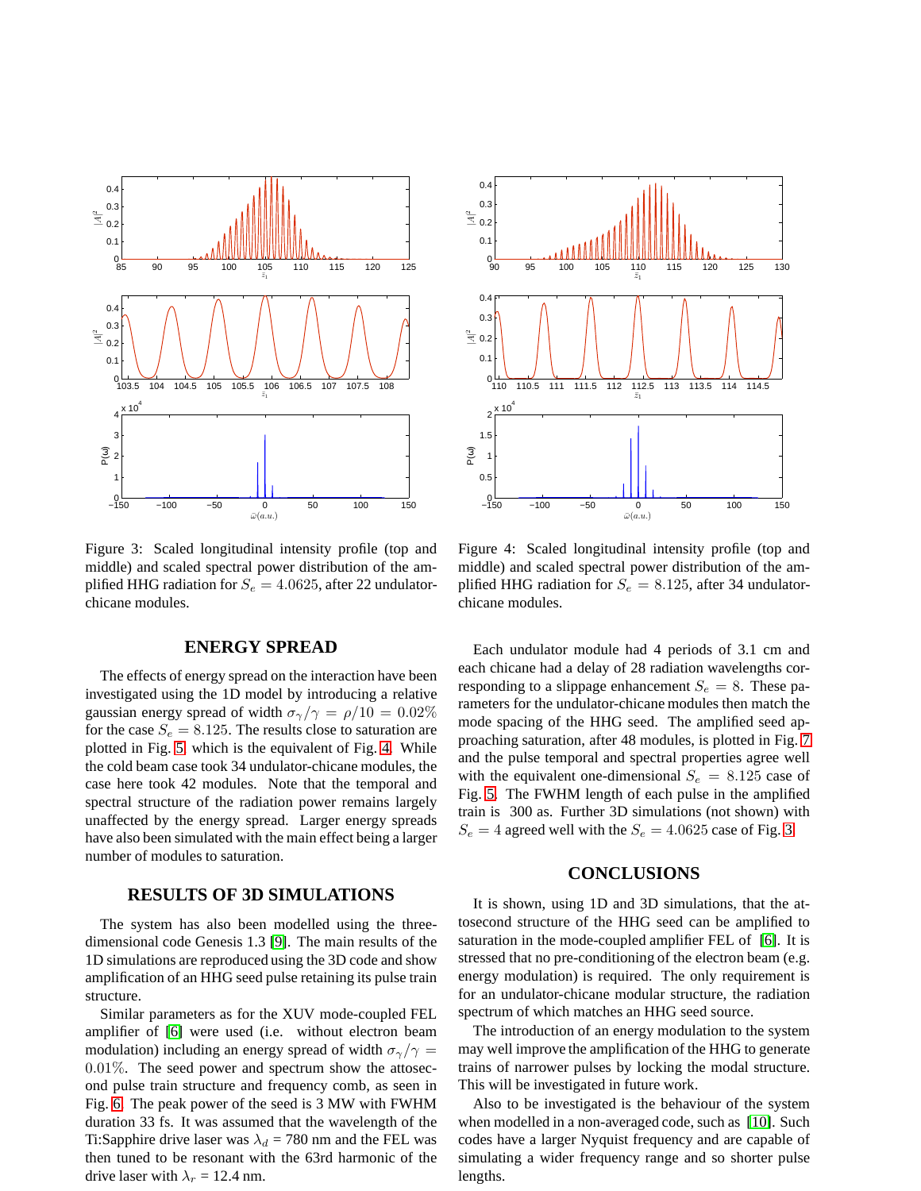Figure 3: Scaled longitudinal intensity profile (top and middle) and scaled spectral power distribution of the amplified HHG radiation for $S_e = 4.0625$, after 22 undulator-chicane modules.

Figure 4: Scaled longitudinal intensity profile (top and middle) and scaled spectral power distribution of the amplified HHG radiation for $S_e = 8.125$, after 34 undulator-chicane modules.

## ENERGY SPREAD

The effects of energy spread on the interaction have been investigated using the 1D model by introducing a relative gaussian energy spread of width $\sigma_\gamma/\gamma = \rho/10 = 0.02\%$ for the case $S_e = 8.125$. The results close to saturation are plotted in Fig. 5, which is the equivalent of Fig. 4. While the cold beam case took 34 undulator-chicane modules, the case here took 42 modules. Note that the temporal and spectral structure of the radiation power remains largely unaffected by the energy spread. Larger energy spreads have also been simulated with the main effect being a larger number of modules to saturation.

## RESULTS OF 3D SIMULATIONS

The system has also been modelled using the three-dimensional code Genesis 1.3 [9]. The main results of the 1D simulations are reproduced using the 3D code and show amplification of an HHG seed pulse retaining its pulse train structure.

Similar parameters as for the XUV mode-coupled FEL amplifier of [6] were used (i.e. without electron beam modulation) including an energy spread of width $\sigma_\gamma/\gamma = 0.01\%$. The seed power and spectrum show the attosecond pulse train structure and frequency comb, as seen in Fig. 6. The peak power of the seed is 3 MW with FWHM duration 33 fs. It was assumed that the wavelength of the Ti:Sapphire drive laser was $\lambda_d$ = 780 nm and the FEL was then tuned to be resonant with the 63rd harmonic of the drive laser with $\lambda_r$ = 12.4 nm.

Each undulator module had 4 periods of 3.1 cm and each chicane had a delay of 28 radiation wavelengths corresponding to a slippage enhancement $S_e = 8$. These parameters for the undulator-chicane modules then match the mode spacing of the HHG seed. The amplified seed approaching saturation, after 48 modules, is plotted in Fig. 7 and the pulse temporal and spectral properties agree well with the equivalent one-dimensional $S_e = 8.125$ case of Fig. 5. The FWHM length of each pulse in the amplified train is 300 as. Further 3D simulations (not shown) with $S_e = 4$ agreed well with the $S_e = 4.0625$ case of Fig. 3.

## CONCLUSIONS

It is shown, using 1D and 3D simulations, that the attosecond structure of the HHG seed can be amplified to saturation in the mode-coupled amplifier FEL of [6]. It is stressed that no pre-conditioning of the electron beam (e.g. energy modulation) is required. The only requirement is for an undulator-chicane modular structure, the radiation spectrum of which matches an HHG seed source.

The introduction of an energy modulation to the system may well improve the amplification of the HHG to generate trains of narrower pulses by locking the modal structure. This will be investigated in future work.

Also to be investigated is the behaviour of the system when modelled in a non-averaged code, such as [10]. Such codes have a larger Nyquist frequency and are capable of simulating a wider frequency range and so shorter pulse lengths.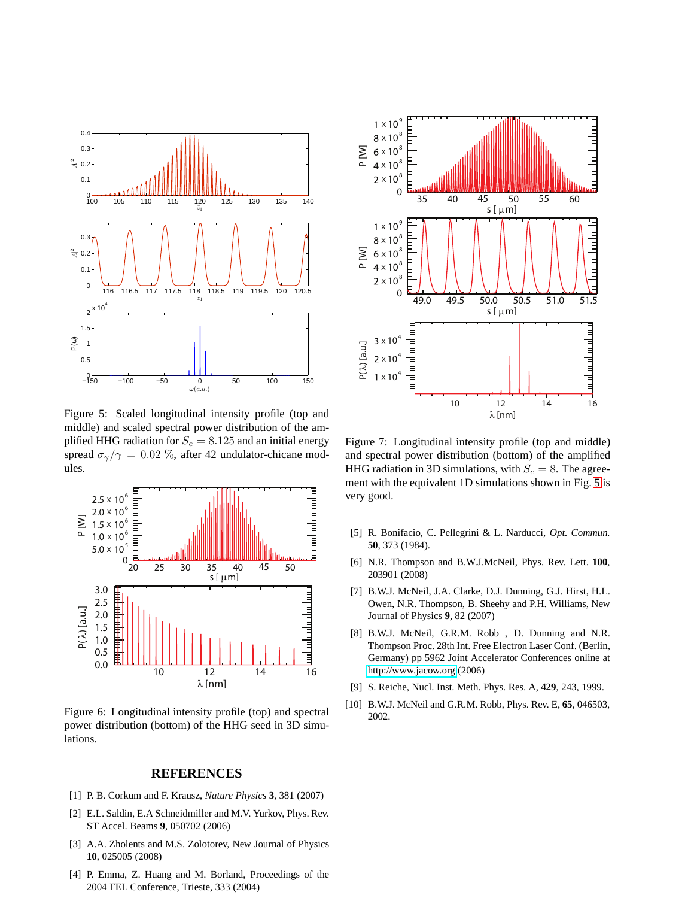0.4
0.3
$|A|^2$ 0.2
0.1
0
100 105 110 115 120 125 130 135 140
$\bar{z}_1$

0.3
$|A|^2$ 0.2
0.1
0
116 116.5 117 117.5 118 118.5 119 119.5 120 120.5
$\bar{z}_1$

x $10^4$
2
1.5
P(ω) 1
0.5
0
−150 −100 −50 0 50 100 150
$\bar{\omega}(a.u.)$

Figure 5: Scaled longitudinal intensity profile (top and middle) and scaled spectral power distribution of the amplified HHG radiation for $S_e = 8.125$ and an initial energy spread $\sigma_\gamma/\gamma = 0.02$ %, after 42 undulator-chicane modules.

2.5 x $10^6$
2.0 x $10^6$
P [W] 1.5 x $10^6$
1.0 x $10^6$
5.0 x $10^5$
0
20 25 30 35 40 45 50
s [ μm]

3.0
2.5
2.0
P(λ) [a.u.] 1.5
1.0
0.5
0.0
10 12 14 16
λ [nm]

Figure 6: Longitudinal intensity profile (top) and spectral power distribution (bottom) of the HHG seed in 3D simulations.

1 x $10^9$
8 x $10^8$
P [W] 6 x $10^8$
4 x $10^8$
2 x $10^8$
0
35 40 45 50 55 60
s [ μm]

1 x $10^9$
8 x $10^8$
P [W] 6 x $10^8$
4 x $10^8$
2 x $10^8$
0
49.0 49.5 50.0 50.5 51.0 51.5
s [ μm]

3 x $10^4$
P(λ) [a.u.] 2 x $10^4$
1 x $10^4$
10 12 14 16
λ [nm]

Figure 7: Longitudinal intensity profile (top and middle) and spectral power distribution (bottom) of the amplified HHG radiation in 3D simulations, with $S_e = 8$. The agreement with the equivalent 1D simulations shown in Fig. 5 is very good.

## REFERENCES

[1] P. B. Corkum and F. Krausz, *Nature Physics* **3**, 381 (2007)

[2] E.L. Saldin, E.A Schneidmiller and M.V. Yurkov, Phys. Rev. ST Accel. Beams **9**, 050702 (2006)

[3] A.A. Zholents and M.S. Zolotorev, New Journal of Physics **10**, 025005 (2008)

[4] P. Emma, Z. Huang and M. Borland, Proceedings of the 2004 FEL Conference, Trieste, 333 (2004)

[5] R. Bonifacio, C. Pellegrini & L. Narducci, *Opt. Commun.* **50**, 373 (1984).

[6] N.R. Thompson and B.W.J.McNeil, Phys. Rev. Lett. **100**, 203901 (2008)

[7] B.W.J. McNeil, J.A. Clarke, D.J. Dunning, G.J. Hirst, H.L. Owen, N.R. Thompson, B. Sheehy and P.H. Williams, New Journal of Physics **9**, 82 (2007)

[8] B.W.J. McNeil, G.R.M. Robb , D. Dunning and N.R. Thompson Proc. 28th Int. Free Electron Laser Conf. (Berlin, Germany) pp 5962 Joint Accelerator Conferences online at http://www.jacow.org (2006)

[9] S. Reiche, Nucl. Inst. Meth. Phys. Res. A, **429**, 243, 1999.

[10] B.W.J. McNeil and G.R.M. Robb, Phys. Rev. E, **65**, 046503, 2002.